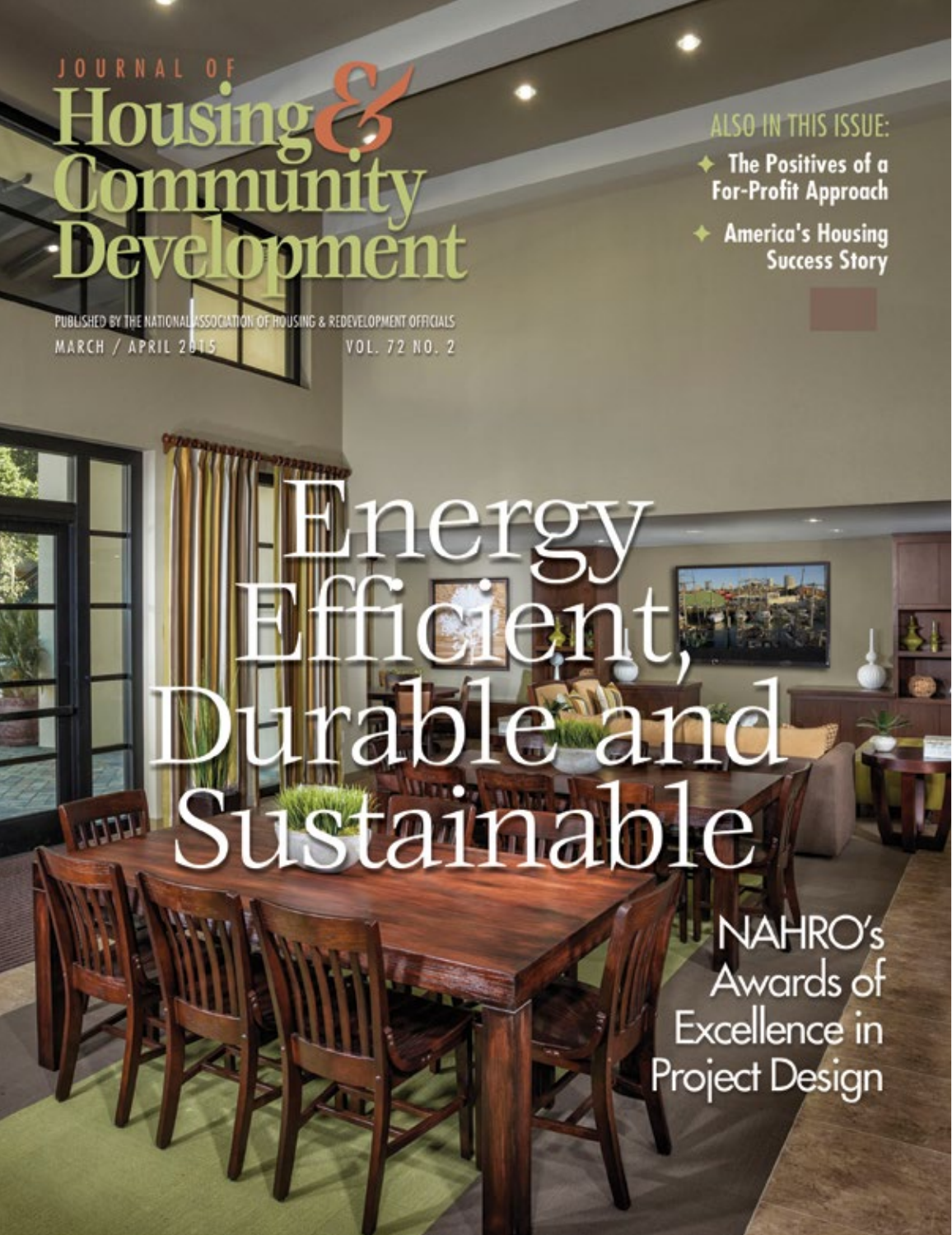# Journal of Housing & Community Development

PUBLISHED BY THE NATIONAL ASSOCIATION OF HOUSING & REDEVELOPMENT OFFICIALS

MARCH / APRIL 2015 VOL. 72 NO. 2

**ALSO IN THIS ISSUE:**

- The Positives of a For-Profit Approach
- America's Housing Success Story

# Energy Efficient, Durable and Sustainable

## NAHRO's Awards of Excellence in Project Design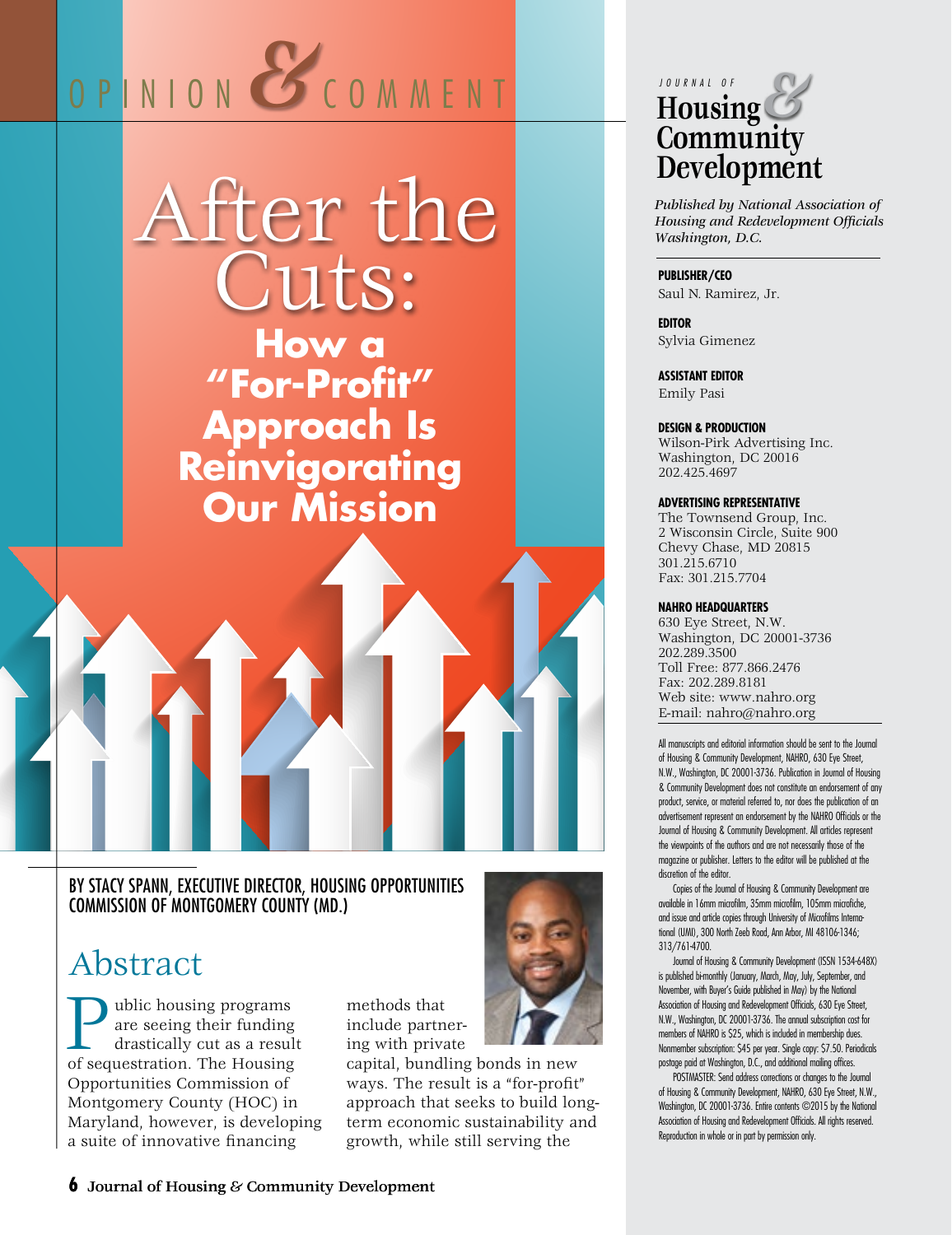# OPINION & COMMENT

# After the Cuts: How a "For-Profit" Approach Is Reinvigorating Our Mission

BY STACY SPANN, EXECUTIVE DIRECTOR, HOUSING OPPORTUNITIES COMMISSION OF MONTGOMERY COUNTY (MD.)

## Abstract

Public housing programs are seeing their funding drastically cut as a result of sequestration. The Housing Opportunities Commission of Montgomery County (HOC) in Maryland, however, is developing a suite of innovative financing methods that include partnering with private capital, bundling bonds in new ways. The result is a "for-profit" approach that seeks to build long-term economic sustainability and growth, while still serving the

---

JOURNAL OF **Housing & Community Development**

*Published by National Association of Housing and Redevelopment Officials Washington, D.C.*

**PUBLISHER/CEO**
Saul N. Ramirez, Jr.

**EDITOR**
Sylvia Gimenez

**ASSISTANT EDITOR**
Emily Pasi

**DESIGN & PRODUCTION**
Wilson-Pirk Advertising Inc.
Washington, DC 20016
202.425.4697

**ADVERTISING REPRESENTATIVE**
The Townsend Group, Inc.
2 Wisconsin Circle, Suite 900
Chevy Chase, MD 20815
301.215.6710
Fax: 301.215.7704

**NAHRO HEADQUARTERS**
630 Eye Street, N.W.
Washington, DC 20001-3736
202.289.3500
Toll Free: 877.866.2476
Fax: 202.289.8181
Web site: www.nahro.org
E-mail: nahro@nahro.org

All manuscripts and editorial information should be sent to the Journal of Housing & Community Development, NAHRO, 630 Eye Street, N.W., Washington, DC 20001-3736. Publication in Journal of Housing & Community Development does not constitute an endorsement of any product, service, or material referred to, nor does the publication of an advertisement represent an endorsement by the NAHRO Officials or the Journal of Housing & Community Development. All articles represent the viewpoints of the authors and are not necessarily those of the magazine or publisher. Letters to the editor will be published at the discretion of the editor.

Copies of the Journal of Housing & Community Development are available in 16mm microfilm, 35mm microfilm, 105mm microfiche, and issue and article copies through University of Microfilms International (UMI), 300 North Zeeb Road, Ann Arbor, MI 48106-1346; 313/761-4700.

Journal of Housing & Community Development (ISSN 1534-648X) is published bi-monthly (January, March, May, July, September, and November, with Buyer's Guide published in May) by the National Association of Housing and Redevelopment Officials, 630 Eye Street, N.W., Washington, DC 20001-3736. The annual subscription cost for members of NAHRO is $25, which is included in membership dues. Nonmember subscription: $45 per year. Single copy: $7.50. Periodicals postage paid at Washington, D.C., and additional mailing offices.

POSTMASTER: Send address corrections or changes to the Journal of Housing & Community Development, NAHRO, 630 Eye Street, N.W., Washington, DC 20001-3736. Entire contents ©2015 by the National Association of Housing and Redevelopment Officials. All rights reserved. Reproduction in whole or in part by permission only.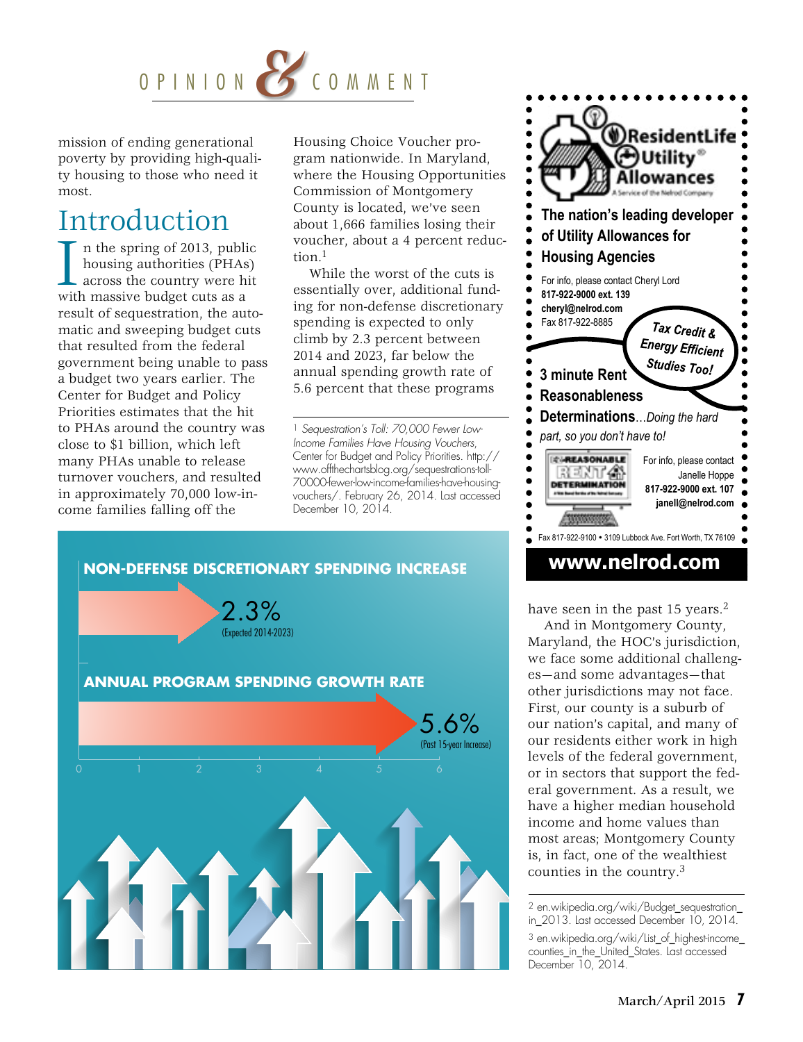mission of ending generational poverty by providing high-quality housing to those who need it most.

## Introduction

In the spring of 2013, public housing authorities (PHAs) across the country were hit with massive budget cuts as a result of sequestration, the automatic and sweeping budget cuts that resulted from the federal government being unable to pass a budget two years earlier. The Center for Budget and Policy Priorities estimates that the hit to PHAs around the country was close to $1 billion, which left many PHAs unable to release turnover vouchers, and resulted in approximately 70,000 low-income families falling off the Housing Choice Voucher program nationwide. In Maryland, where the Housing Opportunities Commission of Montgomery County is located, we've seen about 1,666 families losing their voucher, about a 4 percent reduction.[1]

While the worst of the cuts is essentially over, additional funding for non-defense discretionary spending is expected to only climb by 2.3 percent between 2014 and 2023, far below the annual spending growth rate of 5.6 percent that these programs have seen in the past 15 years.[2]

And in Montgomery County, Maryland, the HOC's jurisdiction, we face some additional challenges—and some advantages—that other jurisdictions may not face. First, our county is a suburb of our nation's capital, and many of our residents either work in high levels of the federal government, or in sectors that support the federal government. As a result, we have a higher median household income and home values than most areas; Montgomery County is, in fact, one of the wealthiest counties in the country.[3]

**NON-DEFENSE DISCRETIONARY SPENDING INCREASE**

2.3% (Expected 2014-2023)

**ANNUAL PROGRAM SPENDING GROWTH RATE**

5.6% (Past 15-year Increase)

0 1 2 3 4 5 6

---

[1] *Sequestration's Toll: 70,000 Fewer Low-Income Families Have Housing Vouchers*, Center for Budget and Policy Priorities. http://www.offthechartsblog.org/sequestrations-toll-70000-fewer-low-income-families-have-housing-vouchers/. February 26, 2014. Last accessed December 10, 2014.

[2] en.wikipedia.org/wiki/Budget_sequestration_in_2013. Last accessed December 10, 2014.

[3] en.wikipedia.org/wiki/List_of_highest-income_counties_in_the_United_States. Last accessed December 10, 2014.

---

**ResidentLife Utility® Allowances**
A Service of the Nelrod Company

**The nation's leading developer of Utility Allowances for Housing Agencies**

For info, please contact Cheryl Lord
**817-922-9000 ext. 139**
**cheryl@nelrod.com**
Fax 817-922-8885

*Tax Credit & Energy Efficient Studies Too!*

**3 minute Rent Reasonableness Determinations**...*Doing the hard part, so you don't have to!*

REASONABLE RENT DETERMINATION

For info, please contact
Janelle Hoppe
**817-922-9000 ext. 107**
**janell@nelrod.com**

Fax 817-922-9100 • 3109 Lubbock Ave. Fort Worth, TX 76109

**www.nelrod.com**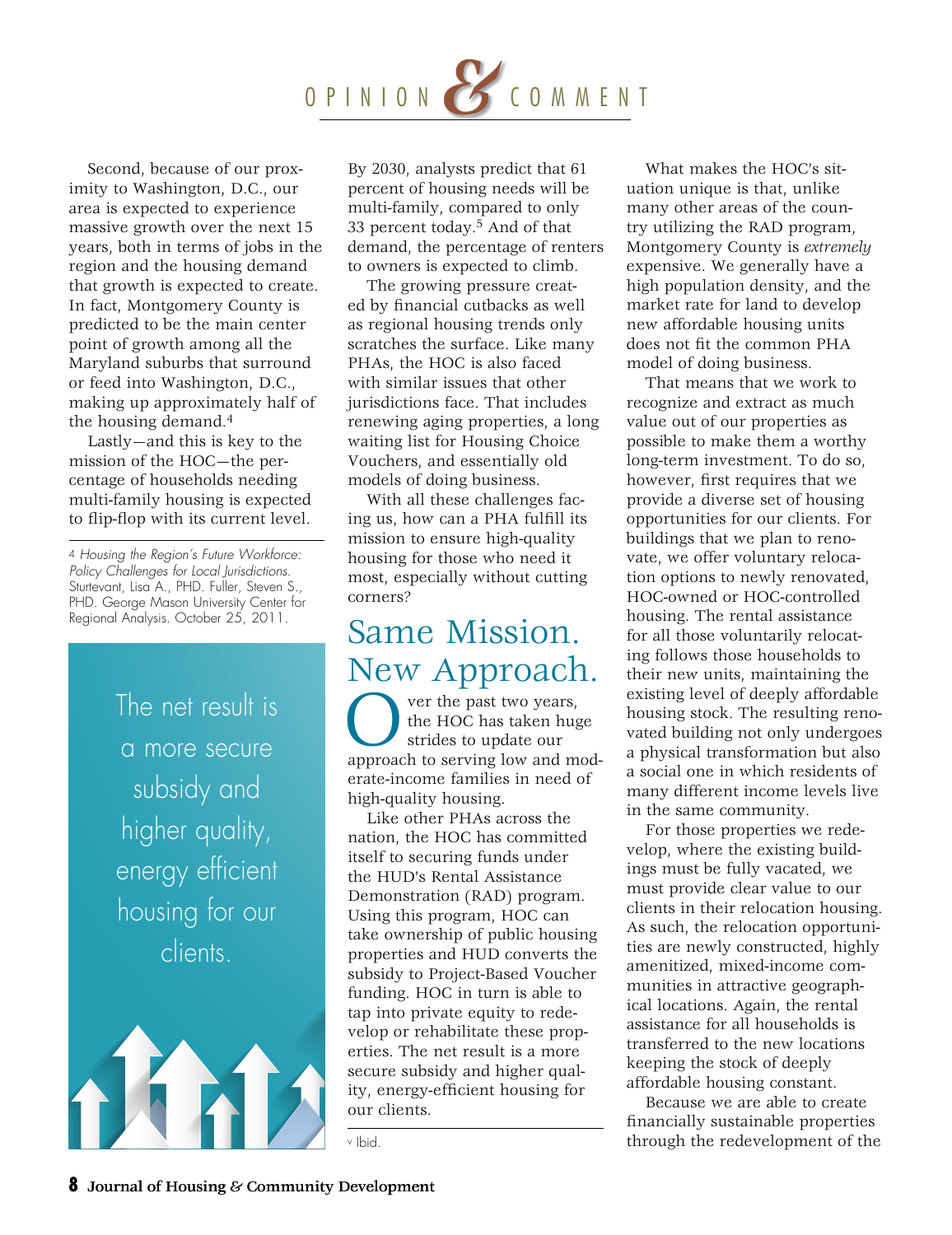Second, because of our proximity to Washington, D.C., our area is expected to experience massive growth over the next 15 years, both in terms of jobs in the region and the housing demand that growth is expected to create. In fact, Montgomery County is predicted to be the main center point of growth among all the Maryland suburbs that surround or feed into Washington, D.C., making up approximately half of the housing demand.[4]

Lastly—and this is key to the mission of the HOC—the percentage of households needing multi-family housing is expected to flip-flop with its current level. By 2030, analysts predict that 61 percent of housing needs will be multi-family, compared to only 33 percent today.[5] And of that demand, the percentage of renters to owners is expected to climb.

The growing pressure created by financial cutbacks as well as regional housing trends only scratches the surface. Like many PHAs, the HOC is also faced with similar issues that other jurisdictions face. That includes renewing aging properties, a long waiting list for Housing Choice Vouchers, and essentially old models of doing business.

With all these challenges facing us, how can a PHA fulfill its mission to ensure high-quality housing for those who need it most, especially without cutting corners?

> The net result is a more secure subsidy and higher quality, energy efficient housing for our clients.

## Same Mission. New Approach.

Over the past two years, the HOC has taken huge strides to update our approach to serving low and moderate-income families in need of high-quality housing.

Like other PHAs across the nation, the HOC has committed itself to securing funds under the HUD's Rental Assistance Demonstration (RAD) program. Using this program, HOC can take ownership of public housing properties and HUD converts the subsidy to Project-Based Voucher funding. HOC in turn is able to tap into private equity to redevelop or rehabilitate these properties. The net result is a more secure subsidy and higher quality, energy-efficient housing for our clients.

What makes the HOC's situation unique is that, unlike many other areas of the country utilizing the RAD program, Montgomery County is *extremely* expensive. We generally have a high population density, and the market rate for land to develop new affordable housing units does not fit the common PHA model of doing business.

That means that we work to recognize and extract as much value out of our properties as possible to make them a worthy long-term investment. To do so, however, first requires that we provide a diverse set of housing opportunities for our clients. For buildings that we plan to renovate, we offer voluntary relocation options to newly renovated, HOC-owned or HOC-controlled housing. The rental assistance for all those voluntarily relocating follows those households to their new units, maintaining the existing level of deeply affordable housing stock. The resulting renovated building not only undergoes a physical transformation but also a social one in which residents of many different income levels live in the same community.

For those properties we redevelop, where the existing buildings must be fully vacated, we must provide clear value to our clients in their relocation housing. As such, the relocation opportunities are newly constructed, highly amenitized, mixed-income communities in attractive geographical locations. Again, the rental assistance for all households is transferred to the new locations keeping the stock of deeply affordable housing constant.

Because we are able to create financially sustainable properties through the redevelopment of the

---

[4] *Housing the Region's Future Workforce: Policy Challenges for Local Jurisdictions.* Sturtevant, Lisa A., PHD. Fuller, Steven S., PHD. George Mason University Center for Regional Analysis. October 25, 2011.

[5] Ibid.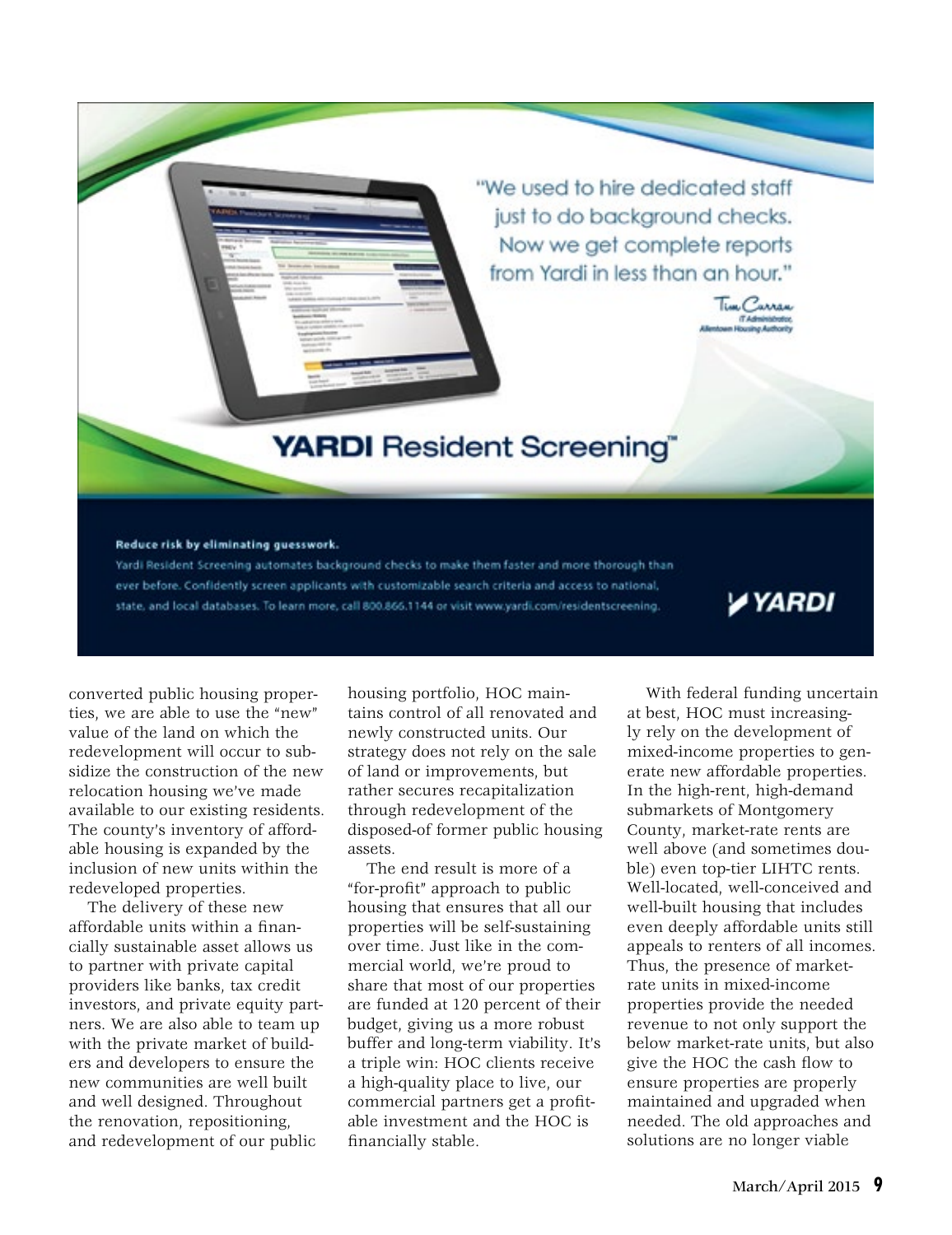"We used to hire dedicated staff just to do background checks. Now we get complete reports from Yardi in less than an hour."

Tim Curran
IT Administrator,
Allentown Housing Authority

**YARDI Resident Screening™**

**Reduce risk by eliminating guesswork.**

Yardi Resident Screening automates background checks to make them faster and more thorough than ever before. Confidently screen applicants with customizable search criteria and access to national, state, and local databases. To learn more, call 800.866.1144 or visit www.yardi.com/residentscreening.

YARDI

converted public housing properties, we are able to use the "new" value of the land on which the redevelopment will occur to subsidize the construction of the new relocation housing we've made available to our existing residents. The county's inventory of affordable housing is expanded by the inclusion of new units within the redeveloped properties.

The delivery of these new affordable units within a financially sustainable asset allows us to partner with private capital providers like banks, tax credit investors, and private equity partners. We are also able to team up with the private market of builders and developers to ensure the new communities are well built and well designed. Throughout the renovation, repositioning, and redevelopment of our public housing portfolio, HOC maintains control of all renovated and newly constructed units. Our strategy does not rely on the sale of land or improvements, but rather secures recapitalization through redevelopment of the disposed-of former public housing assets.

The end result is more of a "for-profit" approach to public housing that ensures that all our properties will be self-sustaining over time. Just like in the commercial world, we're proud to share that most of our properties are funded at 120 percent of their budget, giving us a more robust buffer and long-term viability. It's a triple win: HOC clients receive a high-quality place to live, our commercial partners get a profitable investment and the HOC is financially stable.

With federal funding uncertain at best, HOC must increasingly rely on the development of mixed-income properties to generate new affordable properties. In the high-rent, high-demand submarkets of Montgomery County, market-rate rents are well above (and sometimes double) even top-tier LIHTC rents. Well-located, well-conceived and well-built housing that includes even deeply affordable units still appeals to renters of all incomes. Thus, the presence of market-rate units in mixed-income properties provide the needed revenue to not only support the below market-rate units, but also give the HOC the cash flow to ensure properties are properly maintained and upgraded when needed. The old approaches and solutions are no longer viable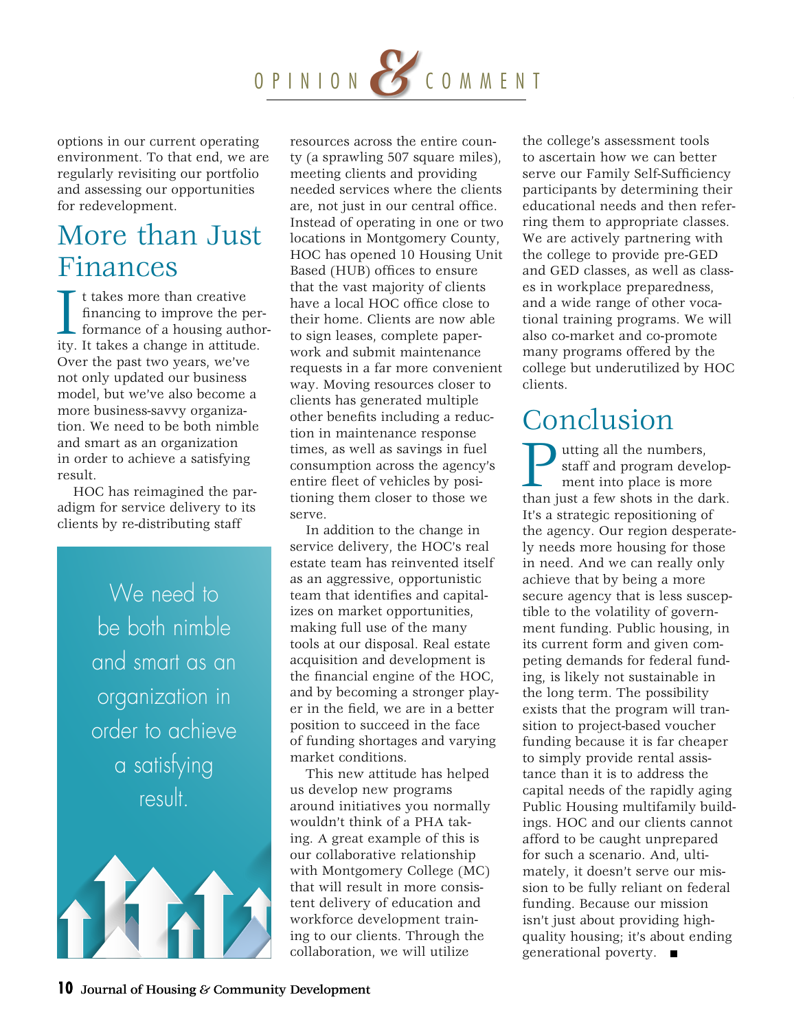options in our current operating environment. To that end, we are regularly revisiting our portfolio and assessing our opportunities for redevelopment.

## More than Just Finances

It takes more than creative financing to improve the performance of a housing authority. It takes a change in attitude. Over the past two years, we've not only updated our business model, but we've also become a more business-savvy organization. We need to be both nimble and smart as an organization in order to achieve a satisfying result.

HOC has reimagined the paradigm for service delivery to its clients by re-distributing staff resources across the entire county (a sprawling 507 square miles), meeting clients and providing needed services where the clients are, not just in our central office. Instead of operating in one or two locations in Montgomery County, HOC has opened 10 Housing Unit Based (HUB) offices to ensure that the vast majority of clients have a local HOC office close to their home. Clients are now able to sign leases, complete paperwork and submit maintenance requests in a far more convenient way. Moving resources closer to clients has generated multiple other benefits including a reduction in maintenance response times, as well as savings in fuel consumption across the agency's entire fleet of vehicles by positioning them closer to those we serve.

> We need to be both nimble and smart as an organization in order to achieve a satisfying result.

In addition to the change in service delivery, the HOC's real estate team has reinvented itself as an aggressive, opportunistic team that identifies and capitalizes on market opportunities, making full use of the many tools at our disposal. Real estate acquisition and development is the financial engine of the HOC, and by becoming a stronger player in the field, we are in a better position to succeed in the face of funding shortages and varying market conditions.

This new attitude has helped us develop new programs around initiatives you normally wouldn't think of a PHA taking. A great example of this is our collaborative relationship with Montgomery College (MC) that will result in more consistent delivery of education and workforce development training to our clients. Through the collaboration, we will utilize the college's assessment tools to ascertain how we can better serve our Family Self-Sufficiency participants by determining their educational needs and then referring them to appropriate classes. We are actively partnering with the college to provide pre-GED and GED classes, as well as classes in workplace preparedness, and a wide range of other vocational training programs. We will also co-market and co-promote many programs offered by the college but underutilized by HOC clients.

## Conclusion

Putting all the numbers, staff and program development into place is more than just a few shots in the dark. It's a strategic repositioning of the agency. Our region desperately needs more housing for those in need. And we can really only achieve that by being a more secure agency that is less susceptible to the volatility of government funding. Public housing, in its current form and given competing demands for federal funding, is likely not sustainable in the long term. The possibility exists that the program will transition to project-based voucher funding because it is far cheaper to simply provide rental assistance than it is to address the capital needs of the rapidly aging Public Housing multifamily buildings. HOC and our clients cannot afford to be caught unprepared for such a scenario. And, ultimately, it doesn't serve our mission to be fully reliant on federal funding. Because our mission isn't just about providing high-quality housing; it's about ending generational poverty. ■